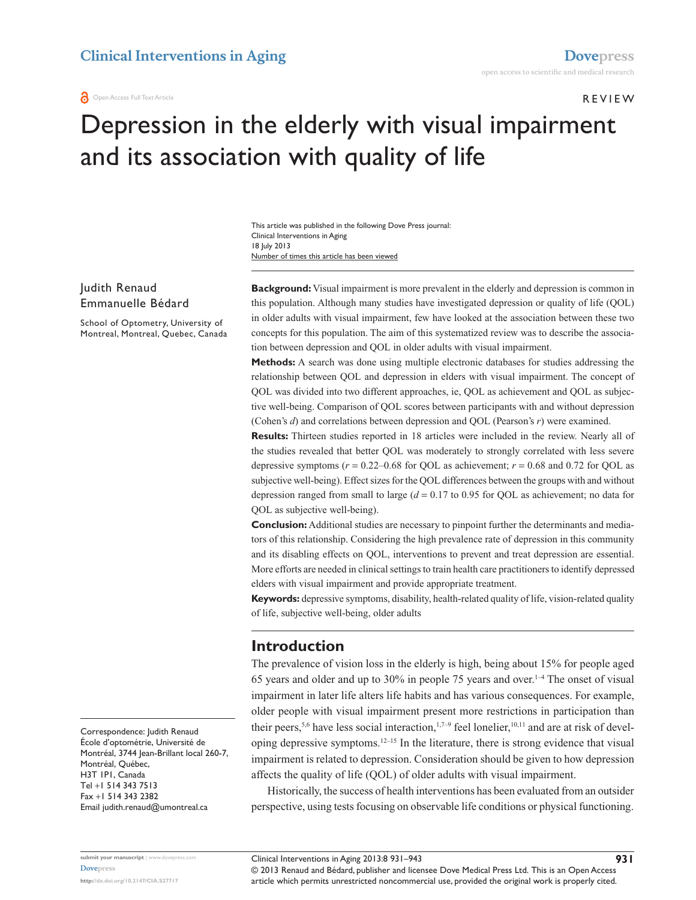Open Access Full Text Article

REVIEW

# Depression in the elderly with visual impairment and its association with quality of life

Judith Renaud
Emmanuelle Bédard

School of Optometry, University of Montreal, Montreal, Quebec, Canada

Correspondence: Judith Renaud
École d'optométrie, Université de Montréal, 3744 Jean-Brillant local 260-7, Montréal, Québec, H3T 1P1, Canada
Tel +1 514 343 7513
Fax +1 514 343 2382
Email judith.renaud@umontreal.ca

This article was published in the following Dove Press journal:
Clinical Interventions in Aging
18 July 2013
Number of times this article has been viewed

**Background:** Visual impairment is more prevalent in the elderly and depression is common in this population. Although many studies have investigated depression or quality of life (QOL) in older adults with visual impairment, few have looked at the association between these two concepts for this population. The aim of this systematized review was to describe the association between depression and QOL in older adults with visual impairment.

**Methods:** A search was done using multiple electronic databases for studies addressing the relationship between QOL and depression in elders with visual impairment. The concept of QOL was divided into two different approaches, ie, QOL as achievement and QOL as subjective well-being. Comparison of QOL scores between participants with and without depression (Cohen's $d$) and correlations between depression and QOL (Pearson's $r$) were examined.

**Results:** Thirteen studies reported in 18 articles were included in the review. Nearly all of the studies revealed that better QOL was moderately to strongly correlated with less severe depressive symptoms ($r = 0.22$–$0.68$ for QOL as achievement; $r = 0.68$ and $0.72$ for QOL as subjective well-being). Effect sizes for the QOL differences between the groups with and without depression ranged from small to large ($d = 0.17$ to $0.95$ for QOL as achievement; no data for QOL as subjective well-being).

**Conclusion:** Additional studies are necessary to pinpoint further the determinants and mediators of this relationship. Considering the high prevalence rate of depression in this community and its disabling effects on QOL, interventions to prevent and treat depression are essential. More efforts are needed in clinical settings to train health care practitioners to identify depressed elders with visual impairment and provide appropriate treatment.

**Keywords:** depressive symptoms, disability, health-related quality of life, vision-related quality of life, subjective well-being, older adults

## Introduction

The prevalence of vision loss in the elderly is high, being about 15% for people aged 65 years and older and up to 30% in people 75 years and over.[1–4] The onset of visual impairment in later life alters life habits and has various consequences. For example, older people with visual impairment present more restrictions in participation than their peers,[5,6] have less social interaction,[1,7–9] feel lonelier,[10,11] and are at risk of developing depressive symptoms.[12–15] In the literature, there is strong evidence that visual impairment is related to depression. Consideration should be given to how depression affects the quality of life (QOL) of older adults with visual impairment.

Historically, the success of health interventions has been evaluated from an outsider perspective, using tests focusing on observable life conditions or physical functioning.

© 2013 Renaud and Bédard, publisher and licensee Dove Medical Press Ltd. This is an Open Access article which permits unrestricted noncommercial use, provided the original work is properly cited.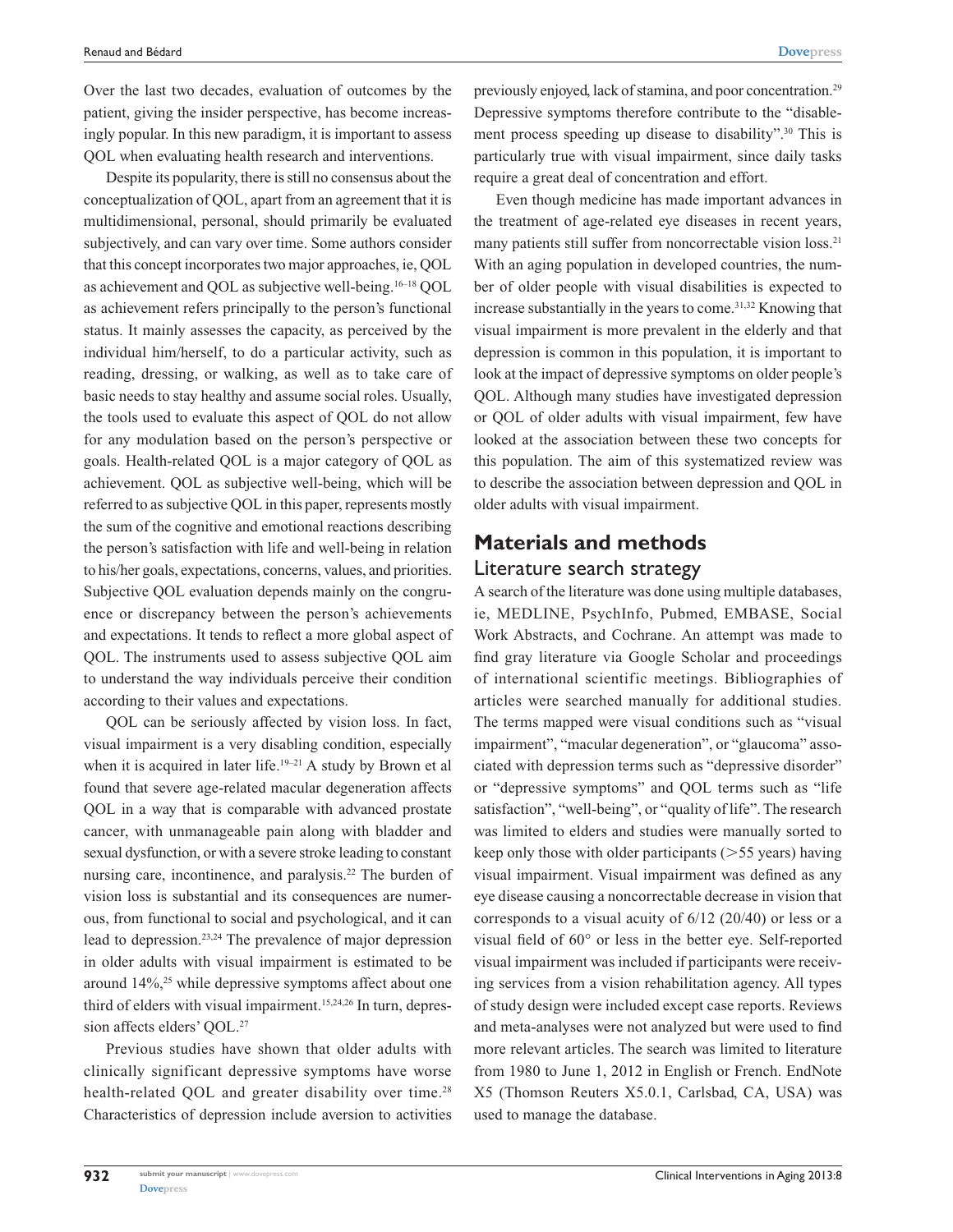Over the last two decades, evaluation of outcomes by the patient, giving the insider perspective, has become increasingly popular. In this new paradigm, it is important to assess QOL when evaluating health research and interventions.

Despite its popularity, there is still no consensus about the conceptualization of QOL, apart from an agreement that it is multidimensional, personal, should primarily be evaluated subjectively, and can vary over time. Some authors consider that this concept incorporates two major approaches, ie, QOL as achievement and QOL as subjective well-being.[16–18] QOL as achievement refers principally to the person's functional status. It mainly assesses the capacity, as perceived by the individual him/herself, to do a particular activity, such as reading, dressing, or walking, as well as to take care of basic needs to stay healthy and assume social roles. Usually, the tools used to evaluate this aspect of QOL do not allow for any modulation based on the person's perspective or goals. Health-related QOL is a major category of QOL as achievement. QOL as subjective well-being, which will be referred to as subjective QOL in this paper, represents mostly the sum of the cognitive and emotional reactions describing the person's satisfaction with life and well-being in relation to his/her goals, expectations, concerns, values, and priorities. Subjective QOL evaluation depends mainly on the congruence or discrepancy between the person's achievements and expectations. It tends to reflect a more global aspect of QOL. The instruments used to assess subjective QOL aim to understand the way individuals perceive their condition according to their values and expectations.

QOL can be seriously affected by vision loss. In fact, visual impairment is a very disabling condition, especially when it is acquired in later life.[19–21] A study by Brown et al found that severe age-related macular degeneration affects QOL in a way that is comparable with advanced prostate cancer, with unmanageable pain along with bladder and sexual dysfunction, or with a severe stroke leading to constant nursing care, incontinence, and paralysis.[22] The burden of vision loss is substantial and its consequences are numerous, from functional to social and psychological, and it can lead to depression.[23,24] The prevalence of major depression in older adults with visual impairment is estimated to be around 14%,[25] while depressive symptoms affect about one third of elders with visual impairment.[15,24,26] In turn, depression affects elders' QOL.[27]

Previous studies have shown that older adults with clinically significant depressive symptoms have worse health-related QOL and greater disability over time.[28] Characteristics of depression include aversion to activities previously enjoyed, lack of stamina, and poor concentration.[29] Depressive symptoms therefore contribute to the "disablement process speeding up disease to disability".[30] This is particularly true with visual impairment, since daily tasks require a great deal of concentration and effort.

Even though medicine has made important advances in the treatment of age-related eye diseases in recent years, many patients still suffer from noncorrectable vision loss.[21] With an aging population in developed countries, the number of older people with visual disabilities is expected to increase substantially in the years to come.[31,32] Knowing that visual impairment is more prevalent in the elderly and that depression is common in this population, it is important to look at the impact of depressive symptoms on older people's QOL. Although many studies have investigated depression or QOL of older adults with visual impairment, few have looked at the association between these two concepts for this population. The aim of this systematized review was to describe the association between depression and QOL in older adults with visual impairment.

## Materials and methods

### Literature search strategy

A search of the literature was done using multiple databases, ie, MEDLINE, PsychInfo, Pubmed, EMBASE, Social Work Abstracts, and Cochrane. An attempt was made to find gray literature via Google Scholar and proceedings of international scientific meetings. Bibliographies of articles were searched manually for additional studies. The terms mapped were visual conditions such as "visual impairment", "macular degeneration", or "glaucoma" associated with depression terms such as "depressive disorder" or "depressive symptoms" and QOL terms such as "life satisfaction", "well-being", or "quality of life". The research was limited to elders and studies were manually sorted to keep only those with older participants (>55 years) having visual impairment. Visual impairment was defined as any eye disease causing a noncorrectable decrease in vision that corresponds to a visual acuity of 6/12 (20/40) or less or a visual field of 60° or less in the better eye. Self-reported visual impairment was included if participants were receiving services from a vision rehabilitation agency. All types of study design were included except case reports. Reviews and meta-analyses were not analyzed but were used to find more relevant articles. The search was limited to literature from 1980 to June 1, 2012 in English or French. EndNote X5 (Thomson Reuters X5.0.1, Carlsbad, CA, USA) was used to manage the database.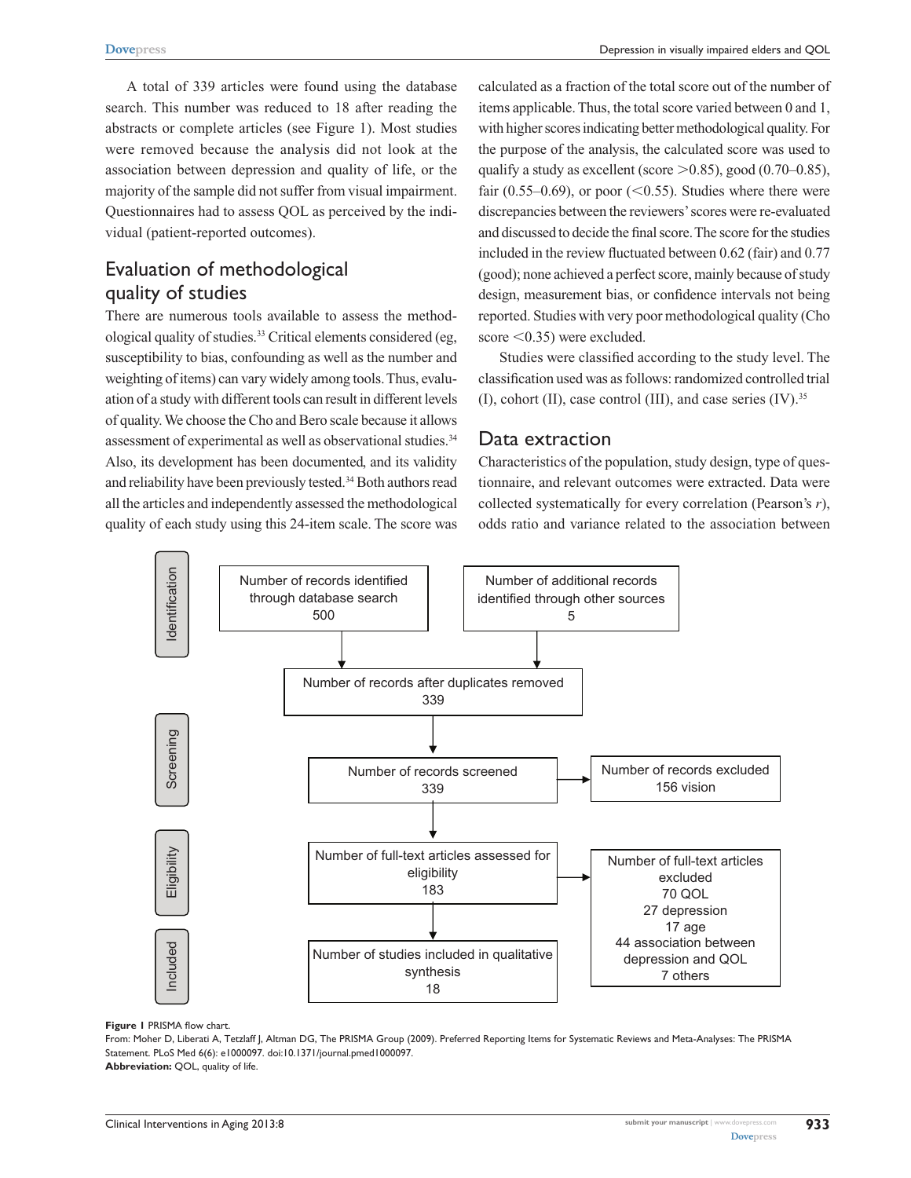A total of 339 articles were found using the database search. This number was reduced to 18 after reading the abstracts or complete articles (see Figure 1). Most studies were removed because the analysis did not look at the association between depression and quality of life, or the majority of the sample did not suffer from visual impairment. Questionnaires had to assess QOL as perceived by the individual (patient-reported outcomes).

## Evaluation of methodological quality of studies

There are numerous tools available to assess the methodological quality of studies.[33] Critical elements considered (eg, susceptibility to bias, confounding as well as the number and weighting of items) can vary widely among tools. Thus, evaluation of a study with different tools can result in different levels of quality. We choose the Cho and Bero scale because it allows assessment of experimental as well as observational studies.[34] Also, its development has been documented, and its validity and reliability have been previously tested.[34] Both authors read all the articles and independently assessed the methodological quality of each study using this 24-item scale. The score was calculated as a fraction of the total score out of the number of items applicable. Thus, the total score varied between 0 and 1, with higher scores indicating better methodological quality. For the purpose of the analysis, the calculated score was used to qualify a study as excellent (score >0.85), good (0.70–0.85), fair (0.55–0.69), or poor (<0.55). Studies where there were discrepancies between the reviewers' scores were re-evaluated and discussed to decide the final score. The score for the studies included in the review fluctuated between 0.62 (fair) and 0.77 (good); none achieved a perfect score, mainly because of study design, measurement bias, or confidence intervals not being reported. Studies with very poor methodological quality (Cho score <0.35) were excluded.

Studies were classified according to the study level. The classification used was as follows: randomized controlled trial (I), cohort (II), case control (III), and case series (IV).[35]

## Data extraction

Characteristics of the population, study design, type of questionnaire, and relevant outcomes were extracted. Data were collected systematically for every correlation (Pearson's *r*), odds ratio and variance related to the association between

**Identification**

- Number of records identified through database search: 500
- Number of additional records identified through other sources: 5

Number of records after duplicates removed: 339

**Screening**

Number of records screened: 339 → Number of records excluded: 156 vision

**Eligibility**

Number of full-text articles assessed for eligibility: 183 → Number of full-text articles excluded: 70 QOL, 27 depression, 17 age, 44 association between depression and QOL, 7 others

**Included**

Number of studies included in qualitative synthesis: 18

**Figure 1** PRISMA flow chart.
From: Moher D, Liberati A, Tetzlaff J, Altman DG, The PRISMA Group (2009). Preferred Reporting Items for Systematic Reviews and Meta-Analyses: The PRISMA Statement. PLoS Med 6(6): e1000097. doi:10.1371/journal.pmed1000097.
**Abbreviation:** QOL, quality of life.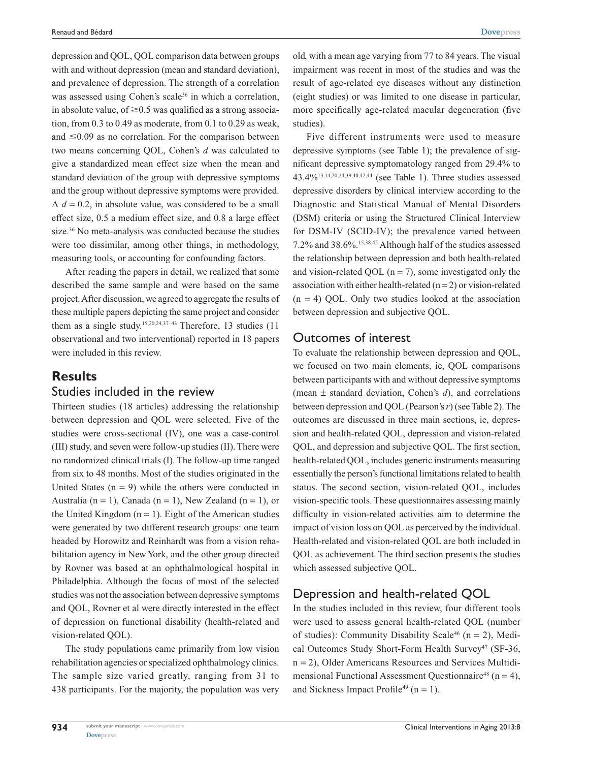depression and QOL, QOL comparison data between groups with and without depression (mean and standard deviation), and prevalence of depression. The strength of a correlation was assessed using Cohen's scale[36] in which a correlation, in absolute value, of ≥0.5 was qualified as a strong association, from 0.3 to 0.49 as moderate, from 0.1 to 0.29 as weak, and ≤0.09 as no correlation. For the comparison between two means concerning QOL, Cohen's *d* was calculated to give a standardized mean effect size when the mean and standard deviation of the group with depressive symptoms and the group without depressive symptoms were provided. A $d = 0.2$, in absolute value, was considered to be a small effect size, 0.5 a medium effect size, and 0.8 a large effect size.[36] No meta-analysis was conducted because the studies were too dissimilar, among other things, in methodology, measuring tools, or accounting for confounding factors.

After reading the papers in detail, we realized that some described the same sample and were based on the same project. After discussion, we agreed to aggregate the results of these multiple papers depicting the same project and consider them as a single study.[15,20,24,37–43] Therefore, 13 studies (11 observational and two interventional) reported in 18 papers were included in this review.

# Results

## Studies included in the review

Thirteen studies (18 articles) addressing the relationship between depression and QOL were selected. Five of the studies were cross-sectional (IV), one was a case-control (III) study, and seven were follow-up studies (II). There were no randomized clinical trials (I). The follow-up time ranged from six to 48 months. Most of the studies originated in the United States (n = 9) while the others were conducted in Australia (n = 1), Canada (n = 1), New Zealand (n = 1), or the United Kingdom (n = 1). Eight of the American studies were generated by two different research groups: one team headed by Horowitz and Reinhardt was from a vision rehabilitation agency in New York, and the other group directed by Rovner was based at an ophthalmological hospital in Philadelphia. Although the focus of most of the selected studies was not the association between depressive symptoms and QOL, Rovner et al were directly interested in the effect of depression on functional disability (health-related and vision-related QOL).

The study populations came primarily from low vision rehabilitation agencies or specialized ophthalmology clinics. The sample size varied greatly, ranging from 31 to 438 participants. For the majority, the population was very old, with a mean age varying from 77 to 84 years. The visual impairment was recent in most of the studies and was the result of age-related eye diseases without any distinction (eight studies) or was limited to one disease in particular, more specifically age-related macular degeneration (five studies).

Five different instruments were used to measure depressive symptoms (see Table 1); the prevalence of significant depressive symptomatology ranged from 29.4% to 43.4%[13,14,20,24,39,40,42,44] (see Table 1). Three studies assessed depressive disorders by clinical interview according to the Diagnostic and Statistical Manual of Mental Disorders (DSM) criteria or using the Structured Clinical Interview for DSM-IV (SCID-IV); the prevalence varied between 7.2% and 38.6%.[15,38,45] Although half of the studies assessed the relationship between depression and both health-related and vision-related QOL (n = 7), some investigated only the association with either health-related (n = 2) or vision-related (n = 4) QOL. Only two studies looked at the association between depression and subjective QOL.

## Outcomes of interest

To evaluate the relationship between depression and QOL, we focused on two main elements, ie, QOL comparisons between participants with and without depressive symptoms (mean ± standard deviation, Cohen's *d*), and correlations between depression and QOL (Pearson's *r*) (see Table 2). The outcomes are discussed in three main sections, ie, depression and health-related QOL, depression and vision-related QOL, and depression and subjective QOL. The first section, health-related QOL, includes generic instruments measuring essentially the person's functional limitations related to health status. The second section, vision-related QOL, includes vision-specific tools. These questionnaires assessing mainly difficulty in vision-related activities aim to determine the impact of vision loss on QOL as perceived by the individual. Health-related and vision-related QOL are both included in QOL as achievement. The third section presents the studies which assessed subjective QOL.

## Depression and health-related QOL

In the studies included in this review, four different tools were used to assess general health-related QOL (number of studies): Community Disability Scale[46] (n = 2), Medical Outcomes Study Short-Form Health Survey[47] (SF-36, n = 2), Older Americans Resources and Services Multidimensional Functional Assessment Questionnaire[48] (n = 4), and Sickness Impact Profile[49] (n = 1).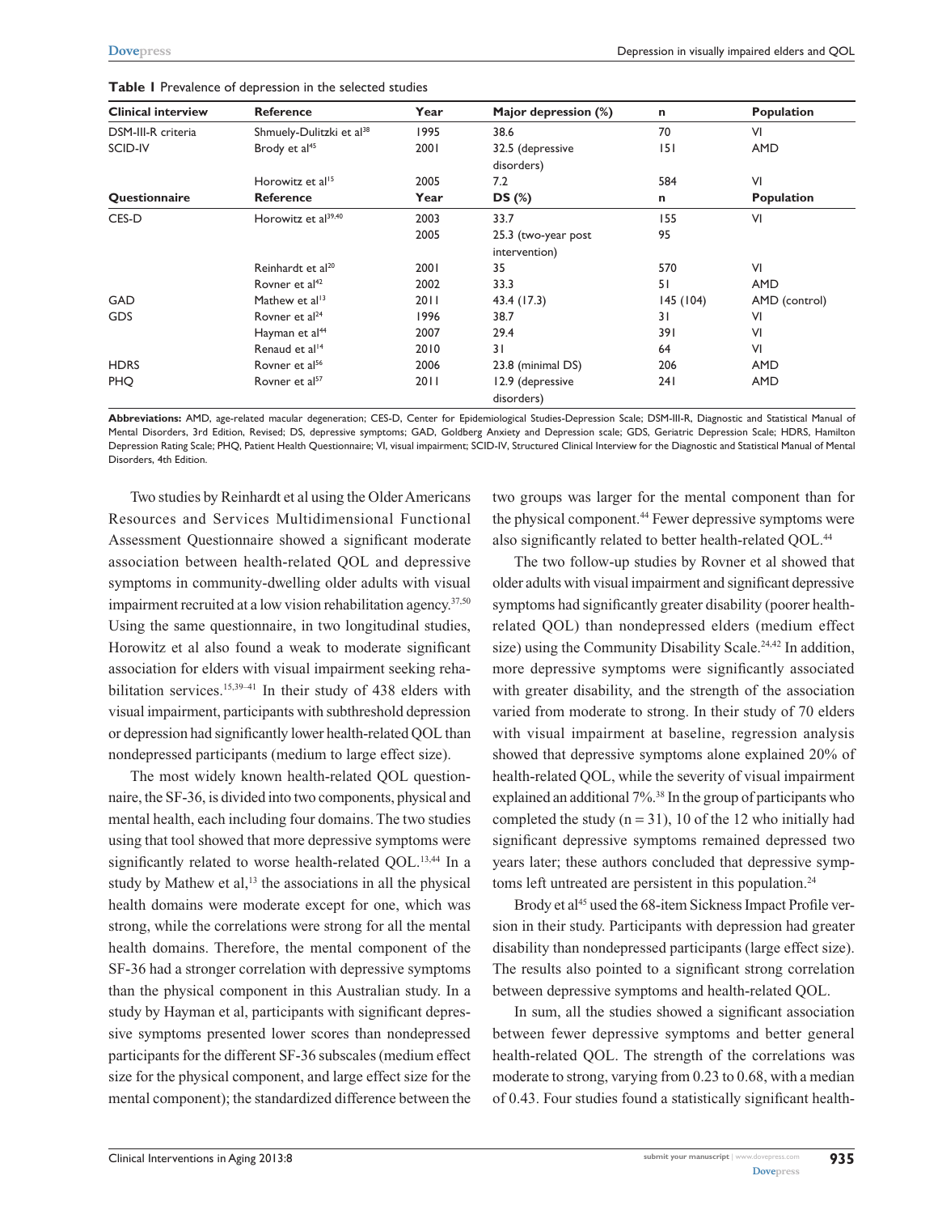**Table 1** Prevalence of depression in the selected studies

| Clinical interview | Reference | Year | Major depression (%) | n | Population |
|---|---|---|---|---|---|
| DSM-III-R criteria | Shmuely-Dulitzki et al[38] | 1995 | 38.6 | 70 | VI |
| SCID-IV | Brody et al[45] | 2001 | 32.5 (depressive disorders) | 151 | AMD |
| | Horowitz et al[15] | 2005 | 7.2 | 584 | VI |
| **Questionnaire** | **Reference** | **Year** | **DS (%)** | **n** | **Population** |
| CES-D | Horowitz et al[39,40] | 2003 | 33.7 | 155 | VI |
| | | 2005 | 25.3 (two-year post intervention) | 95 | |
| | Reinhardt et al[20] | 2001 | 35 | 570 | VI |
| | Rovner et al[42] | 2002 | 33.3 | 51 | AMD |
| GAD | Mathew et al[13] | 2011 | 43.4 (17.3) | 145 (104) | AMD (control) |
| GDS | Rovner et al[24] | 1996 | 38.7 | 31 | VI |
| | Hayman et al[44] | 2007 | 29.4 | 391 | VI |
| | Renaud et al[14] | 2010 | 31 | 64 | VI |
| HDRS | Rovner et al[56] | 2006 | 23.8 (minimal DS) | 206 | AMD |
| PHQ | Rovner et al[57] | 2011 | 12.9 (depressive disorders) | 241 | AMD |

**Abbreviations:** AMD, age-related macular degeneration; CES-D, Center for Epidemiological Studies-Depression Scale; DSM-III-R, Diagnostic and Statistical Manual of Mental Disorders, 3rd Edition, Revised; DS, depressive symptoms; GAD, Goldberg Anxiety and Depression scale; GDS, Geriatric Depression Scale; HDRS, Hamilton Depression Rating Scale; PHQ, Patient Health Questionnaire; VI, visual impairment; SCID-IV, Structured Clinical Interview for the Diagnostic and Statistical Manual of Mental Disorders, 4th Edition.

Two studies by Reinhardt et al using the Older Americans Resources and Services Multidimensional Functional Assessment Questionnaire showed a significant moderate association between health-related QOL and depressive symptoms in community-dwelling older adults with visual impairment recruited at a low vision rehabilitation agency.[37,50] Using the same questionnaire, in two longitudinal studies, Horowitz et al also found a weak to moderate significant association for elders with visual impairment seeking rehabilitation services.[15,39–41] In their study of 438 elders with visual impairment, participants with subthreshold depression or depression had significantly lower health-related QOL than nondepressed participants (medium to large effect size).

The most widely known health-related QOL questionnaire, the SF-36, is divided into two components, physical and mental health, each including four domains. The two studies using that tool showed that more depressive symptoms were significantly related to worse health-related QOL.[13,44] In a study by Mathew et al,[13] the associations in all the physical health domains were moderate except for one, which was strong, while the correlations were strong for all the mental health domains. Therefore, the mental component of the SF-36 had a stronger correlation with depressive symptoms than the physical component in this Australian study. In a study by Hayman et al, participants with significant depressive symptoms presented lower scores than nondepressed participants for the different SF-36 subscales (medium effect size for the physical component, and large effect size for the mental component); the standardized difference between the two groups was larger for the mental component than for the physical component.[44] Fewer depressive symptoms were also significantly related to better health-related QOL.[44]

The two follow-up studies by Rovner et al showed that older adults with visual impairment and significant depressive symptoms had significantly greater disability (poorer health-related QOL) than nondepressed elders (medium effect size) using the Community Disability Scale.[24,42] In addition, more depressive symptoms were significantly associated with greater disability, and the strength of the association varied from moderate to strong. In their study of 70 elders with visual impairment at baseline, regression analysis showed that depressive symptoms alone explained 20% of health-related QOL, while the severity of visual impairment explained an additional 7%.[38] In the group of participants who completed the study ($n = 31$), 10 of the 12 who initially had significant depressive symptoms remained depressed two years later; these authors concluded that depressive symptoms left untreated are persistent in this population.[24]

Brody et al[45] used the 68-item Sickness Impact Profile version in their study. Participants with depression had greater disability than nondepressed participants (large effect size). The results also pointed to a significant strong correlation between depressive symptoms and health-related QOL.

In sum, all the studies showed a significant association between fewer depressive symptoms and better general health-related QOL. The strength of the correlations was moderate to strong, varying from 0.23 to 0.68, with a median of 0.43. Four studies found a statistically significant health-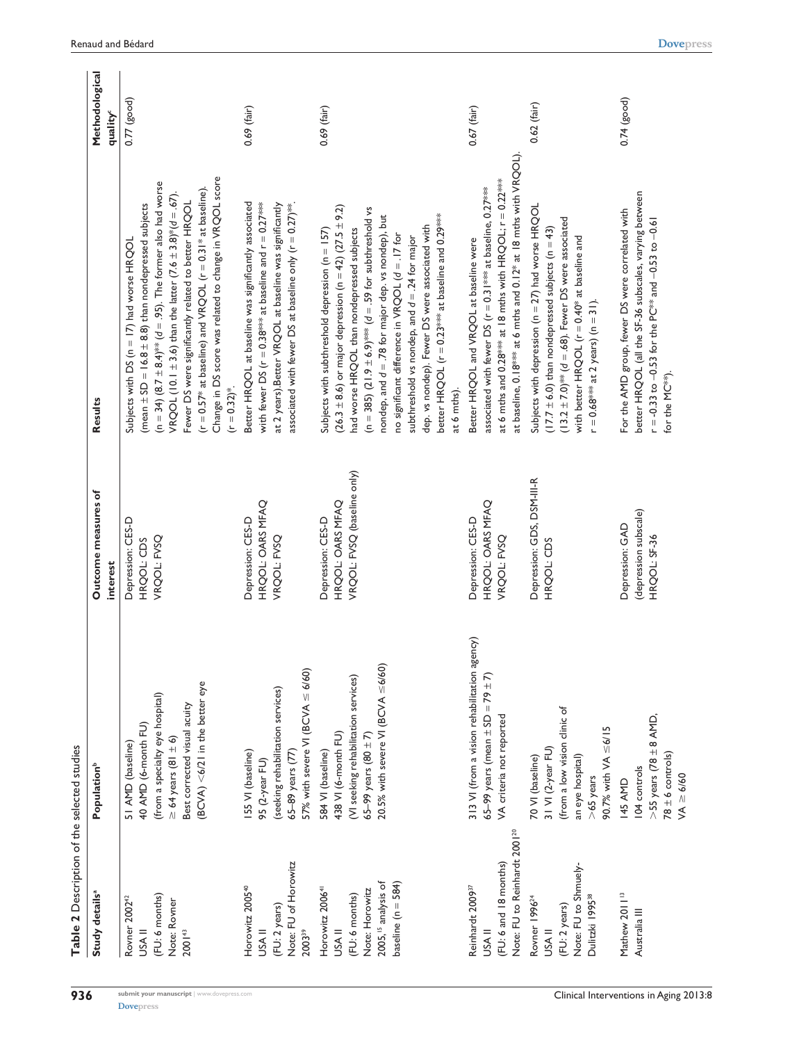**Table 2** Description of the selected studies

| Study details[a] | Population[b] | Outcome measures of interest | Results | Methodological quality[c] |
|---|---|---|---|---|
| Rovner 2002[42] USA II (FU: 6 months) Note: Rovner 2001[43] | 51 AMD (baseline) 40 AMD (6-month FU) (from a specialty eye hospital) $\geq$ 64 years (81 $\pm$ 6) Best corrected visual acuity (BCVA) <6/21 in the better eye | Depression: CES-D HRQOL: CDS VRQOL: FVSQ | Subjects with DS (n = 17) had worse HRQOL (mean $\pm$ SD = 16.8 $\pm$ 8.8) than nondepressed subjects (n = 34) (8.7 $\pm$ 8.4)** (*d* = .95). The former also had worse VRQOL (10.1 $\pm$ 3.6) than the latter (7.6 $\pm$ 3.8)* (*d* = .67). Fewer DS were significantly related to better HRQOL (r = 0.57* at baseline) and VRQOL (r = 0.31* at baseline). Change in DS score was related to change in VRQOL score (r = 0.32)*. | 0.77 (good) |
| Horowitz 2005[40] USA II (FU: 2 years) Note: FU of Horowitz 2003[39] | 155 VI (baseline) 95 (2-year FU) (seeking rehabilitation services) 65–89 years (77) 57% with severe VI (BCVA $\leq$ 6/60) | Depression: CES-D HRQOL: OARS MFAQ VRQOL: FVSQ | Better HRQOL at baseline was significantly associated with fewer DS (r = 0.38*** at baseline and r = 0.27*** at 2 years).Better VRQOL at baseline was significantly associated with fewer DS at baseline only (r = 0.27)**. | 0.69 (fair) |
| Horowitz 2006[41] USA II (FU: 6 months) Note: Horowitz 2005,[15] analysis of baseline (n = 584) | 584 VI (baseline) 438 VI (6-month FU) (VI seeking rehabilitation services) 65–99 years (80 $\pm$ 7) 20.5% with severe VI (BCVA $\leq$6/60) | Depression: CES-D HRQOL: OARS MFAQ VRQOL: FVSQ (baseline only) | Subjects with subthreshold depression (n = 157) (26.3 $\pm$ 8.6) or major depression (n = 42) (27.5 $\pm$ 9.2) had worse HRQOL than nondepressed subjects (n = 385) (21.9 $\pm$ 6.9)*** (*d* = .59 for subthreshold vs nondep, and *d* = .78 for major dep. vs nondep), but no significant difference in VRQOL (*d* = .17 for subthreshold vs nondep, and *d* = .24 for major dep. vs nondep). Fewer DS were associated with better HRQOL (r = 0.23*** at baseline and 0.29*** at 6 mths). | 0.69 (fair) |
| Reinhardt 2009[37] USA II (FU: 6 and 18 months) Note: FU to Reinhardt 2001[20] | 313 VI (from a vision rehabilitation agency) 65–99 years (mean $\pm$ SD = 79 $\pm$ 7) VA criteria not reported | Depression: CES-D HRQOL: OARS MFAQ VRQOL: FVSQ | Better HRQOL and VRQOL at baseline were associated with fewer DS (r = 0.31*** at baseline, 0.27*** at 6 mths and 0.28*** at 18 mths with HRQOL; r = 0.22*** at baseline, 0.18*** at 6 mths and 0.12* at 18 mths with VRQOL). | 0.67 (fair) |
| Rovner 1996[24] USA II (FU: 2 years) Note: FU to Shmuely-Dulitzki 1995[38] | 70 VI (baseline) 31 VI (2-year FU) (from a low vision clinic of an eye hospital) >65 years 90.7% with VA $\leq$6/15 | Depression: GDS, DSM-III-R HRQOL: CDS | Subjects with depression (n = 27) had worse HRQOL (17.7 $\pm$ 6.0) than nondepressed subjects (n = 43) (13.2 $\pm$ 7.0)** (*d* = .68). Fewer DS were associated with better HRQOL (r = 0.40* at baseline and r = 0.68*** at 2 years) (n = 31). | 0.62 (fair) |
| Mathew 2011[13] Australia III | 145 AMD 104 controls >55 years (78 $\pm$ 8 AMD, 78 $\pm$ 6 controls) VA $\geq$ 6/60 | Depression: GAD (depression subscale) HRQOL: SF-36 | For the AMD group, fewer DS were correlated with better HRQOL (all the SF-36 subscales, varying between r = -0.33 to -0.53 for the PC** and -0.53 to -0.61 for the MC**). | 0.74 (good) |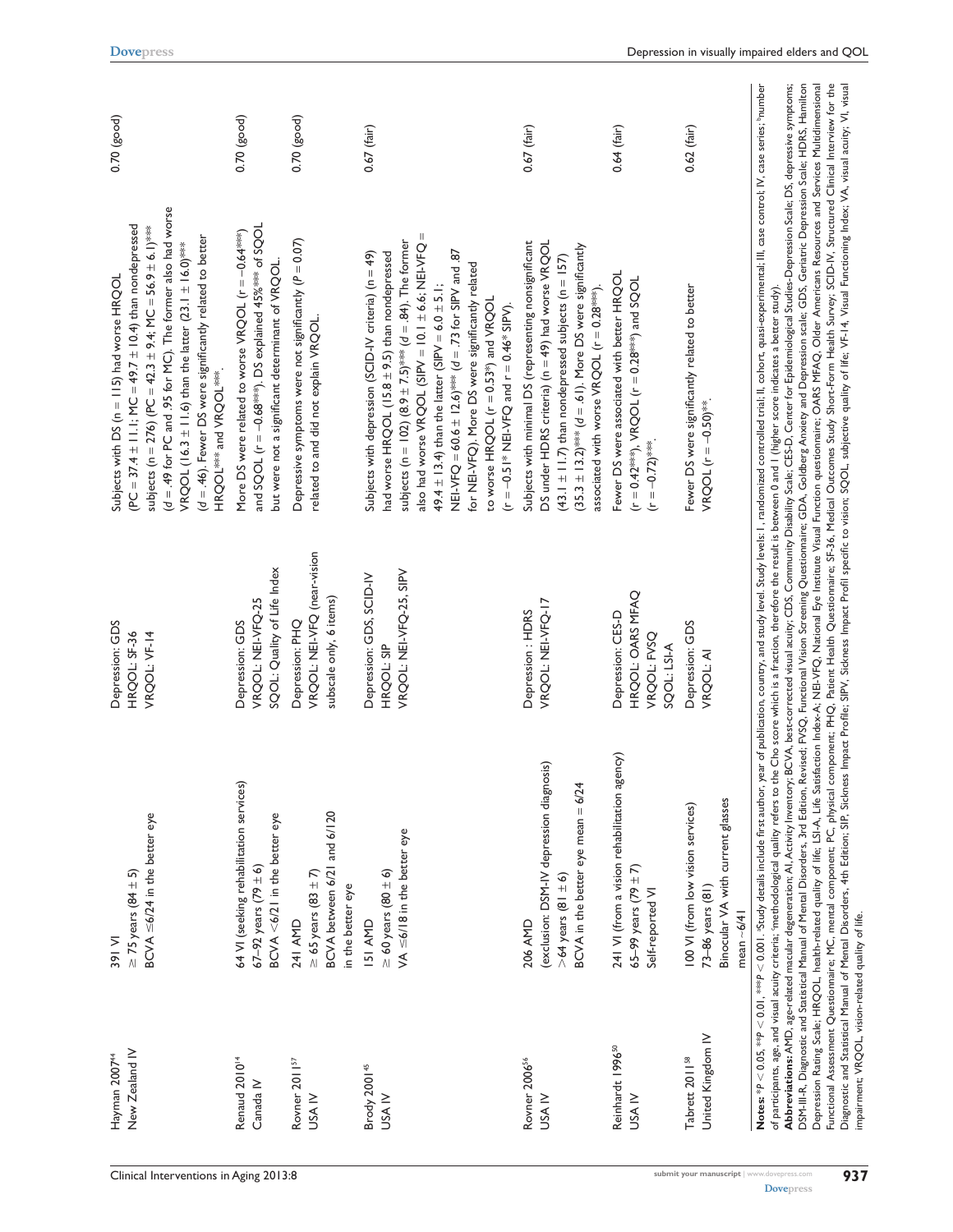| | | | | |
|---|---|---|---|---|
| Hayman 2007[44] New Zealand IV | 391 VI $\geq$ 75 years (84 ± 5) BCVA ≤6/24 in the better eye | Depression: GDS HRQOL: SF-36 VRQOL: VF-14 | Subjects with DS (n = 115) had worse HRQOL (PC = 37.4 ± 11.1; MC = 49.7 ± 10.4) than nondepressed subjects (n = 276) (PC = 42.3 ± 9.4; MC = 56.9 ± 6.1)*** (d = .49 for PC and .95 for MC). The former also had worse VRQOL (16.3 ± 11.6) than the latter (23.1 ± 16.0)*** (d = .46). Fewer DS were significantly related to better HRQOL*** and VRQOL***. | 0.70 (good) |
| Renaud 2010[14] Canada IV | 64 VI (seeking rehabilitation services) 67–92 years (79 ± 6) BCVA <6/21 in the better eye | Depression: GDS VRQOL: NEI-VFQ-25 SQOL: Quality of Life Index | More DS were related to worse VRQOL (r = −0.64***) and SQOL (r = −0.68***). DS explained 45%*** of SQOL but were not a significant determinant of VRQOL. | 0.70 (good) |
| Rovner 2011[57] USA IV | 241 AMD $\geq$ 65 years (83 ± 7) BCVA between 6/21 and 6/120 in the better eye | Depression: PHQ VRQOL: NEI-VFQ (near-vision subscale only, 6 items) | Depressive symptoms were not significantly (P = 0.07) related to and did not explain VRQOL. | 0.70 (good) |
| Brody 2001[45] USA IV | 151 AMD $\geq$ 60 years (80 ± 6) VA ≤6/18 in the better eye | Depression: GDS, SCID-IV HRQOL: SIP VRQOL: NEI-VFQ-25, SIPV | Subjects with depression (SCID-IV criteria) (n = 49) had worse HRQOL (15.8 ± 9.5) than nondepressed subjects (n = 102) (8.9 ± 7.5)*** (d = .84). The former also had worse VRQOL (SIPV = 10.1 ± 6.6; NEI-VFQ = 49.4 ± 13.4) than the latter (SIPV = 6.0 ± 5.1; NEI-VFQ = 60.6 ± 12.6)*** (d = .73 for SIPV and .87 for NEI-VFQ). More DS were significantly related to worse HRQOL (r = 0.53*) and VRQOL (r = −0.51* NEI-VFQ and r = 0.46* SIPV). | 0.67 (fair) |
| Rovner 2006[56] USA IV | 206 AMD (exclusion: DSM-IV depression diagnosis) >64 years (81 ± 6) BCVA in the better eye mean = 6/24 | Depression : HDRS VRQOL: NEI-VFQ-17 | Subjects with minimal DS (representing nonsignificant DS under HDRS criteria) (n = 49) had worse VRQOL (43.1 ± 11.7) than nondepressed subjects (n = 157) (35.3 ± 13.2)*** (d = .61). More DS were significantly associated with worse VRQOL (r = 0.28***). | 0.67 (fair) |
| Reinhardt 1996[50] USA IV | 241 VI (from a vision rehabilitation agency) 65–99 years (79 ± 7) Self-reported VI | Depression: CES-D HRQOL: OARS MFAQ VRQOL: FVSQ SQOL: LSI-A | Fewer DS were associated with better HRQOL (r = 0.42***), VRQOL (r = 0.28***) and SQOL (r = −0.72)***. | 0.64 (fair) |
| Tabrett 2011[58] United Kingdom IV | 100 VI (from low vision services) 73–86 years (81) Binocular VA with current glasses mean ~6/41 | Depression: GDS VRQOL: AI | Fewer DS were significantly related to better VRQOL (r = −0.50)**. | 0.62 (fair) |

**Notes:** *P < 0.05, **P < 0.01, ***P < 0.001. [a]Study details include first author, year of publication, country, and study level. Study levels: I, randomized controlled trial; II, cohort, quasi-experimental; III, case control; IV, case series; [b]number of participants, age, and visual acuity criteria; [c]methodological quality refers to the Cho score which is a fraction, therefore the result is between 0 and 1 (higher score indicates a better study).

**Abbreviations:** AMD, age-related macular degeneration; AI, Activity Inventory; BCVA, best-corrected visual acuity; CDS, Community Disability Scale; CES-D, Center for Epidemiological Studies-Depression Scale; DS, depressive symptoms; DSM-III-R, Diagnostic and Statistical Manual of Mental Disorders, 3rd Edition, Revised; FVSQ, Functional Vision Screening Questionnaire; GDA, Goldberg Anxiety and Depression scale; GDS, Geriatric Depression Scale; HDRS, Hamilton Depression Rating Scale; HRQOL, health-related quality of life; LSI-A, Life Satisfaction Index-A; NEI-VFQ, National Eye Institute Visual Function questionnaire; OARS MFAQ, Older Americans Resources and Services Multidimensional Functional Assessment Questionnaire; MC, mental component; PC, physical component; PHQ, Patient Health Questionnaire; SF-36, Medical Outcomes Study Short-Form Health Survey; SCID-IV, Structured Clinical Interview for the Diagnostic and Statistical Manual of Mental Disorders, 4th Edition; SIP, Sickness Impact Profile; SIPV, Sickness Impact Profil specific to vision; SQOL, subjective quality of life; VF-14, Visual Functioning Index; VA, visual acuity; VI, visual impairment; VRQOL, vision-related quality of life.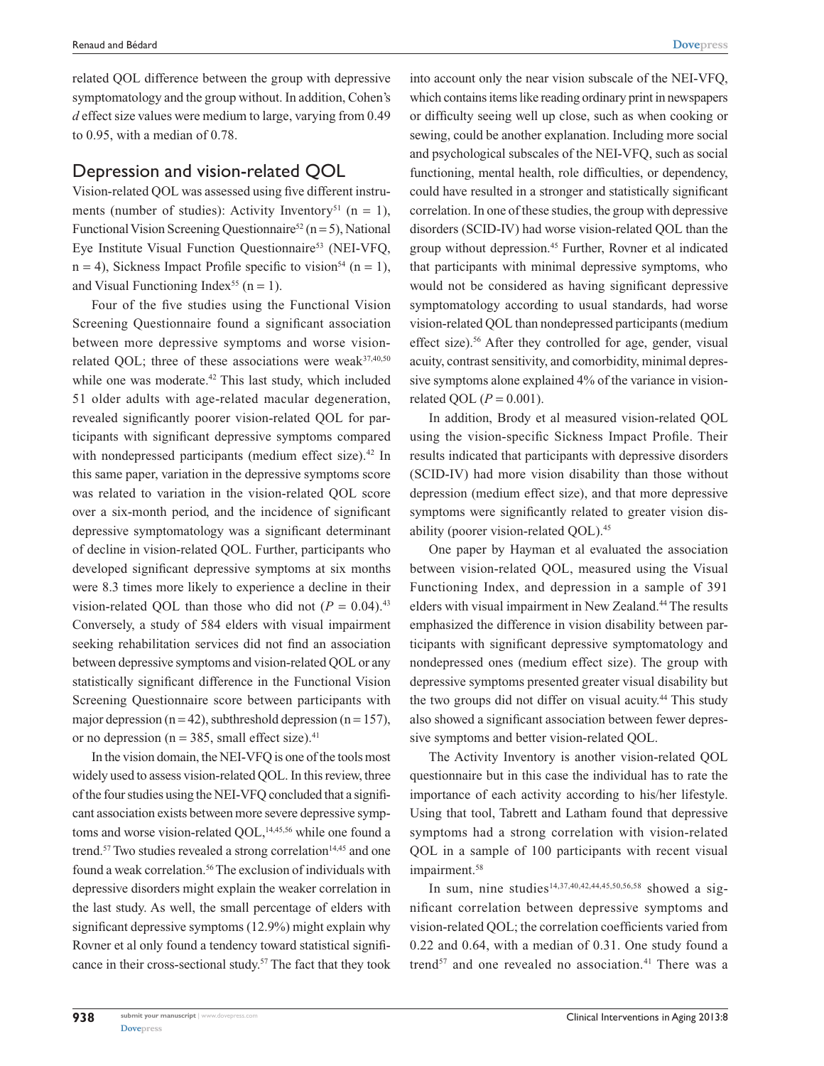related QOL difference between the group with depressive symptomatology and the group without. In addition, Cohen's *d* effect size values were medium to large, varying from 0.49 to 0.95, with a median of 0.78.

## Depression and vision-related QOL

Vision-related QOL was assessed using five different instruments (number of studies): Activity Inventory[51] (n = 1), Functional Vision Screening Questionnaire[52] (n = 5), National Eye Institute Visual Function Questionnaire[53] (NEI-VFQ, n = 4), Sickness Impact Profile specific to vision[54] (n = 1), and Visual Functioning Index[55] (n = 1).

Four of the five studies using the Functional Vision Screening Questionnaire found a significant association between more depressive symptoms and worse vision-related QOL; three of these associations were weak[37,40,50] while one was moderate.[42] This last study, which included 51 older adults with age-related macular degeneration, revealed significantly poorer vision-related QOL for participants with significant depressive symptoms compared with nondepressed participants (medium effect size).[42] In this same paper, variation in the depressive symptoms score was related to variation in the vision-related QOL score over a six-month period, and the incidence of significant depressive symptomatology was a significant determinant of decline in vision-related QOL. Further, participants who developed significant depressive symptoms at six months were 8.3 times more likely to experience a decline in their vision-related QOL than those who did not ($P = 0.04$).[43] Conversely, a study of 584 elders with visual impairment seeking rehabilitation services did not find an association between depressive symptoms and vision-related QOL or any statistically significant difference in the Functional Vision Screening Questionnaire score between participants with major depression (n = 42), subthreshold depression (n = 157), or no depression (n = 385, small effect size).[41]

In the vision domain, the NEI-VFQ is one of the tools most widely used to assess vision-related QOL. In this review, three of the four studies using the NEI-VFQ concluded that a significant association exists between more severe depressive symptoms and worse vision-related QOL,[14,45,56] while one found a trend.[57] Two studies revealed a strong correlation[14,45] and one found a weak correlation.[56] The exclusion of individuals with depressive disorders might explain the weaker correlation in the last study. As well, the small percentage of elders with significant depressive symptoms (12.9%) might explain why Rovner et al only found a tendency toward statistical significance in their cross-sectional study.[57] The fact that they took into account only the near vision subscale of the NEI-VFQ, which contains items like reading ordinary print in newspapers or difficulty seeing well up close, such as when cooking or sewing, could be another explanation. Including more social and psychological subscales of the NEI-VFQ, such as social functioning, mental health, role difficulties, or dependency, could have resulted in a stronger and statistically significant correlation. In one of these studies, the group with depressive disorders (SCID-IV) had worse vision-related QOL than the group without depression.[45] Further, Rovner et al indicated that participants with minimal depressive symptoms, who would not be considered as having significant depressive symptomatology according to usual standards, had worse vision-related QOL than nondepressed participants (medium effect size).[56] After they controlled for age, gender, visual acuity, contrast sensitivity, and comorbidity, minimal depressive symptoms alone explained 4% of the variance in vision-related QOL ($P = 0.001$).

In addition, Brody et al measured vision-related QOL using the vision-specific Sickness Impact Profile. Their results indicated that participants with depressive disorders (SCID-IV) had more vision disability than those without depression (medium effect size), and that more depressive symptoms were significantly related to greater vision disability (poorer vision-related QOL).[45]

One paper by Hayman et al evaluated the association between vision-related QOL, measured using the Visual Functioning Index, and depression in a sample of 391 elders with visual impairment in New Zealand.[44] The results emphasized the difference in vision disability between participants with significant depressive symptomatology and nondepressed ones (medium effect size). The group with depressive symptoms presented greater visual disability but the two groups did not differ on visual acuity.[44] This study also showed a significant association between fewer depressive symptoms and better vision-related QOL.

The Activity Inventory is another vision-related QOL questionnaire but in this case the individual has to rate the importance of each activity according to his/her lifestyle. Using that tool, Tabrett and Latham found that depressive symptoms had a strong correlation with vision-related QOL in a sample of 100 participants with recent visual impairment.[58]

In sum, nine studies[14,37,40,42,44,45,50,56,58] showed a significant correlation between depressive symptoms and vision-related QOL; the correlation coefficients varied from 0.22 and 0.64, with a median of 0.31. One study found a trend[57] and one revealed no association.[41] There was a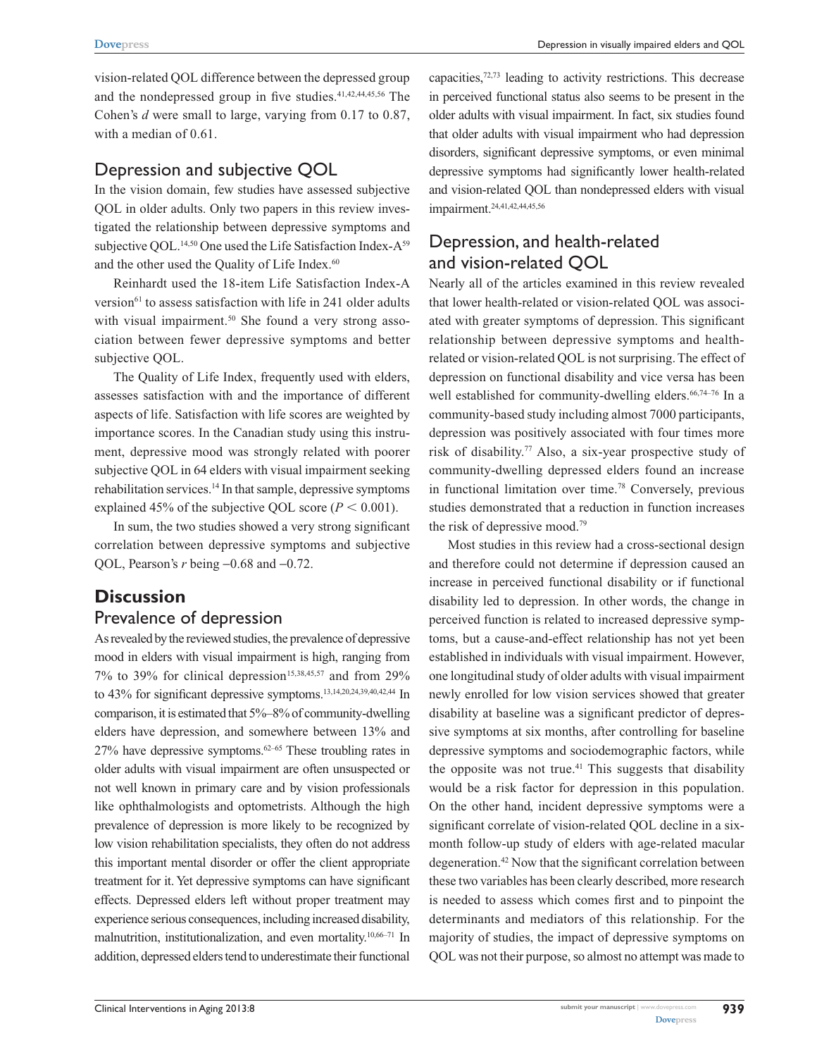vision-related QOL difference between the depressed group and the nondepressed group in five studies.[41,42,44,45,56] The Cohen's *d* were small to large, varying from 0.17 to 0.87, with a median of 0.61.

## Depression and subjective QOL

In the vision domain, few studies have assessed subjective QOL in older adults. Only two papers in this review investigated the relationship between depressive symptoms and subjective QOL.[14,50] One used the Life Satisfaction Index-A[59] and the other used the Quality of Life Index.[60]

Reinhardt used the 18-item Life Satisfaction Index-A version[61] to assess satisfaction with life in 241 older adults with visual impairment.[50] She found a very strong association between fewer depressive symptoms and better subjective QOL.

The Quality of Life Index, frequently used with elders, assesses satisfaction with and the importance of different aspects of life. Satisfaction with life scores are weighted by importance scores. In the Canadian study using this instrument, depressive mood was strongly related with poorer subjective QOL in 64 elders with visual impairment seeking rehabilitation services.[14] In that sample, depressive symptoms explained 45% of the subjective QOL score ($P < 0.001$).

In sum, the two studies showed a very strong significant correlation between depressive symptoms and subjective QOL, Pearson's *r* being −0.68 and −0.72.

# Discussion

## Prevalence of depression

As revealed by the reviewed studies, the prevalence of depressive mood in elders with visual impairment is high, ranging from 7% to 39% for clinical depression[15,38,45,57] and from 29% to 43% for significant depressive symptoms.[13,14,20,24,39,40,42,44] In comparison, it is estimated that 5%–8% of community-dwelling elders have depression, and somewhere between 13% and 27% have depressive symptoms.[62–65] These troubling rates in older adults with visual impairment are often unsuspected or not well known in primary care and by vision professionals like ophthalmologists and optometrists. Although the high prevalence of depression is more likely to be recognized by low vision rehabilitation specialists, they often do not address this important mental disorder or offer the client appropriate treatment for it. Yet depressive symptoms can have significant effects. Depressed elders left without proper treatment may experience serious consequences, including increased disability, malnutrition, institutionalization, and even mortality.[10,66–71] In addition, depressed elders tend to underestimate their functional capacities,[72,73] leading to activity restrictions. This decrease in perceived functional status also seems to be present in the older adults with visual impairment. In fact, six studies found that older adults with visual impairment who had depression disorders, significant depressive symptoms, or even minimal depressive symptoms had significantly lower health-related and vision-related QOL than nondepressed elders with visual impairment.[24,41,42,44,45,56]

## Depression, and health-related and vision-related QOL

Nearly all of the articles examined in this review revealed that lower health-related or vision-related QOL was associated with greater symptoms of depression. This significant relationship between depressive symptoms and health-related or vision-related QOL is not surprising. The effect of depression on functional disability and vice versa has been well established for community-dwelling elders.[66,74–76] In a community-based study including almost 7000 participants, depression was positively associated with four times more risk of disability.[77] Also, a six-year prospective study of community-dwelling depressed elders found an increase in functional limitation over time.[78] Conversely, previous studies demonstrated that a reduction in function increases the risk of depressive mood.[79]

Most studies in this review had a cross-sectional design and therefore could not determine if depression caused an increase in perceived functional disability or if functional disability led to depression. In other words, the change in perceived function is related to increased depressive symptoms, but a cause-and-effect relationship has not yet been established in individuals with visual impairment. However, one longitudinal study of older adults with visual impairment newly enrolled for low vision services showed that greater disability at baseline was a significant predictor of depressive symptoms at six months, after controlling for baseline depressive symptoms and sociodemographic factors, while the opposite was not true.[41] This suggests that disability would be a risk factor for depression in this population. On the other hand, incident depressive symptoms were a significant correlate of vision-related QOL decline in a six-month follow-up study of elders with age-related macular degeneration.[42] Now that the significant correlation between these two variables has been clearly described, more research is needed to assess which comes first and to pinpoint the determinants and mediators of this relationship. For the majority of studies, the impact of depressive symptoms on QOL was not their purpose, so almost no attempt was made to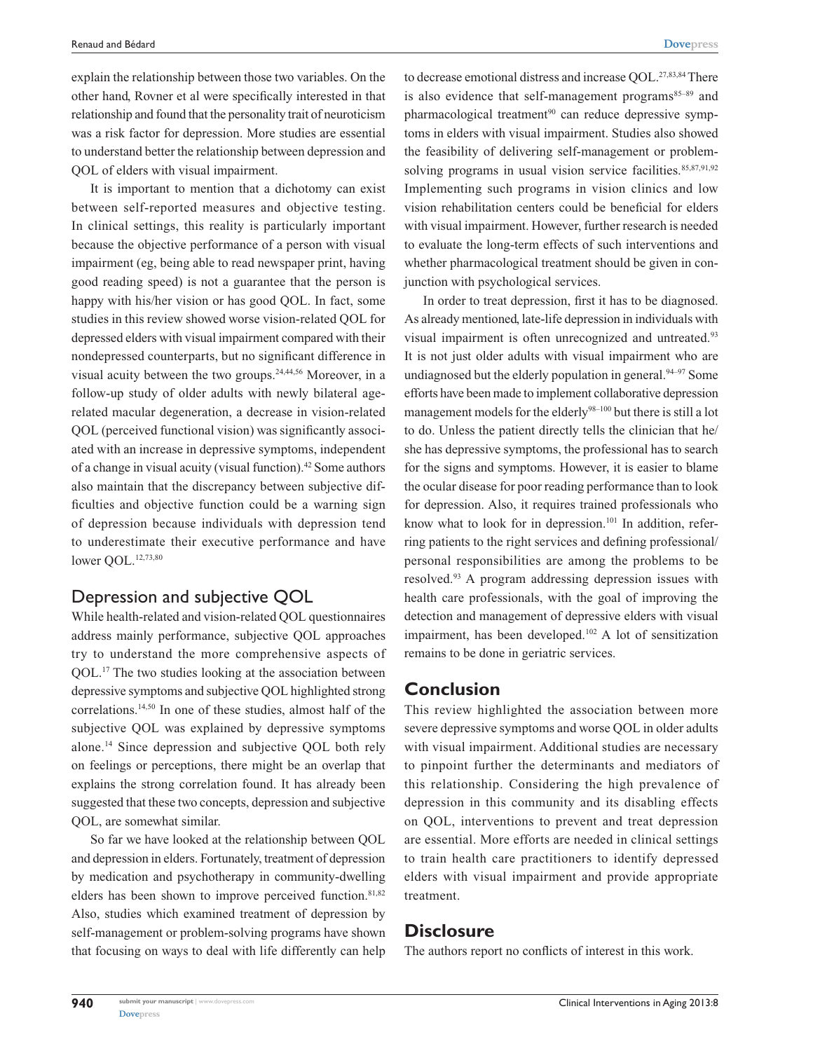explain the relationship between those two variables. On the other hand, Rovner et al were specifically interested in that relationship and found that the personality trait of neuroticism was a risk factor for depression. More studies are essential to understand better the relationship between depression and QOL of elders with visual impairment.

It is important to mention that a dichotomy can exist between self-reported measures and objective testing. In clinical settings, this reality is particularly important because the objective performance of a person with visual impairment (eg, being able to read newspaper print, having good reading speed) is not a guarantee that the person is happy with his/her vision or has good QOL. In fact, some studies in this review showed worse vision-related QOL for depressed elders with visual impairment compared with their nondepressed counterparts, but no significant difference in visual acuity between the two groups.[24,44,56] Moreover, in a follow-up study of older adults with newly bilateral age-related macular degeneration, a decrease in vision-related QOL (perceived functional vision) was significantly associated with an increase in depressive symptoms, independent of a change in visual acuity (visual function).[42] Some authors also maintain that the discrepancy between subjective difficulties and objective function could be a warning sign of depression because individuals with depression tend to underestimate their executive performance and have lower QOL.[12,73,80]

## Depression and subjective QOL

While health-related and vision-related QOL questionnaires address mainly performance, subjective QOL approaches try to understand the more comprehensive aspects of QOL.[17] The two studies looking at the association between depressive symptoms and subjective QOL highlighted strong correlations.[14,50] In one of these studies, almost half of the subjective QOL was explained by depressive symptoms alone.[14] Since depression and subjective QOL both rely on feelings or perceptions, there might be an overlap that explains the strong correlation found. It has already been suggested that these two concepts, depression and subjective QOL, are somewhat similar.

So far we have looked at the relationship between QOL and depression in elders. Fortunately, treatment of depression by medication and psychotherapy in community-dwelling elders has been shown to improve perceived function.[81,82] Also, studies which examined treatment of depression by self-management or problem-solving programs have shown that focusing on ways to deal with life differently can help to decrease emotional distress and increase QOL.[27,83,84] There is also evidence that self-management programs[85–89] and pharmacological treatment[90] can reduce depressive symptoms in elders with visual impairment. Studies also showed the feasibility of delivering self-management or problem-solving programs in usual vision service facilities.[85,87,91,92] Implementing such programs in vision clinics and low vision rehabilitation centers could be beneficial for elders with visual impairment. However, further research is needed to evaluate the long-term effects of such interventions and whether pharmacological treatment should be given in conjunction with psychological services.

In order to treat depression, first it has to be diagnosed. As already mentioned, late-life depression in individuals with visual impairment is often unrecognized and untreated.[93] It is not just older adults with visual impairment who are undiagnosed but the elderly population in general.[94–97] Some efforts have been made to implement collaborative depression management models for the elderly[98–100] but there is still a lot to do. Unless the patient directly tells the clinician that he/she has depressive symptoms, the professional has to search for the signs and symptoms. However, it is easier to blame the ocular disease for poor reading performance than to look for depression. Also, it requires trained professionals who know what to look for in depression.[101] In addition, referring patients to the right services and defining professional/personal responsibilities are among the problems to be resolved.[93] A program addressing depression issues with health care professionals, with the goal of improving the detection and management of depressive elders with visual impairment, has been developed.[102] A lot of sensitization remains to be done in geriatric services.

# Conclusion

This review highlighted the association between more severe depressive symptoms and worse QOL in older adults with visual impairment. Additional studies are necessary to pinpoint further the determinants and mediators of this relationship. Considering the high prevalence of depression in this community and its disabling effects on QOL, interventions to prevent and treat depression are essential. More efforts are needed in clinical settings to train health care practitioners to identify depressed elders with visual impairment and provide appropriate treatment.

# Disclosure

The authors report no conflicts of interest in this work.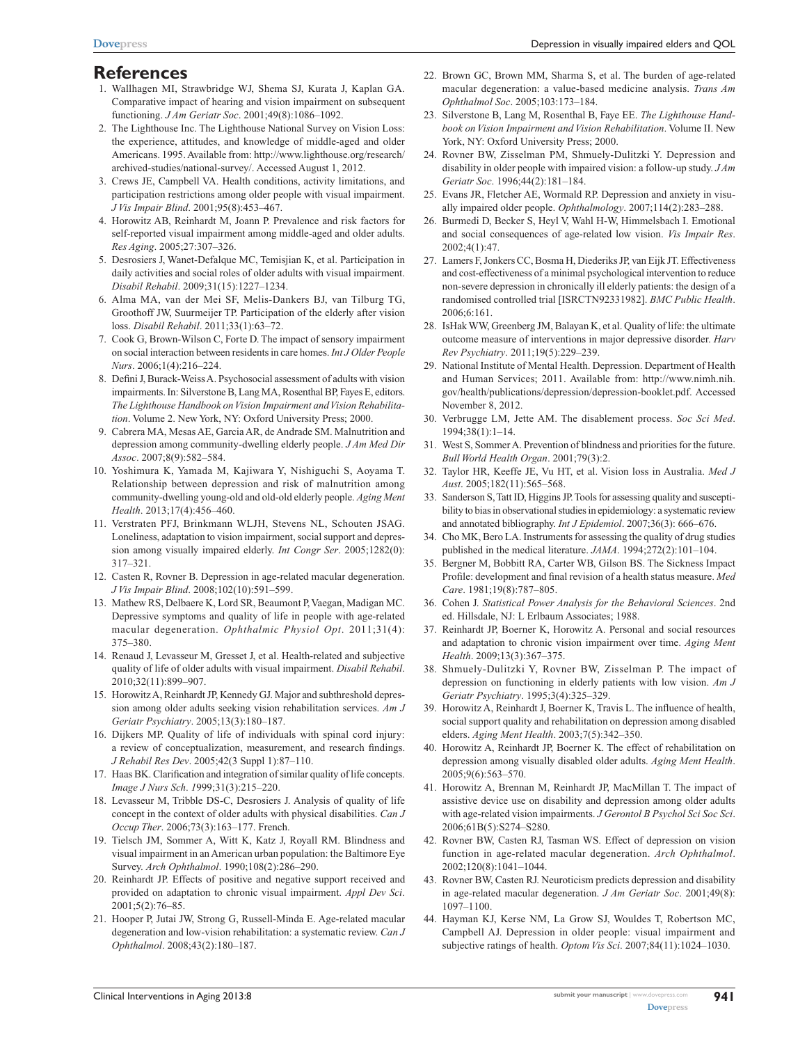## References

1. Wallhagen MI, Strawbridge WJ, Shema SJ, Kurata J, Kaplan GA. Comparative impact of hearing and vision impairment on subsequent functioning. *J Am Geriatr Soc*. 2001;49(8):1086–1092.
2. The Lighthouse Inc. The Lighthouse National Survey on Vision Loss: the experience, attitudes, and knowledge of middle-aged and older Americans. 1995. Available from: http://www.lighthouse.org/research/archived-studies/national-survey/. Accessed August 1, 2012.
3. Crews JE, Campbell VA. Health conditions, activity limitations, and participation restrictions among older people with visual impairment. *J Vis Impair Blind*. 2001;95(8):453–467.
4. Horowitz AB, Reinhardt M, Joann P. Prevalence and risk factors for self-reported visual impairment among middle-aged and older adults. *Res Aging*. 2005;27:307–326.
5. Desrosiers J, Wanet-Defalque MC, Temisjian K, et al. Participation in daily activities and social roles of older adults with visual impairment. *Disabil Rehabil*. 2009;31(15):1227–1234.
6. Alma MA, van der Mei SF, Melis-Dankers BJ, van Tilburg TG, Groothoff JW, Suurmeijer TP. Participation of the elderly after vision loss. *Disabil Rehabil*. 2011;33(1):63–72.
7. Cook G, Brown-Wilson C, Forte D. The impact of sensory impairment on social interaction between residents in care homes. *Int J Older People Nurs*. 2006;1(4):216–224.
8. Defini J, Burack-Weiss A. Psychosocial assessment of adults with vision impairments. In: Silverstone B, Lang MA, Rosenthal BP, Fayes E, editors. *The Lighthouse Handbook on Vision Impairment and Vision Rehabilitation*. Volume 2. New York, NY: Oxford University Press; 2000.
9. Cabrera MA, Mesas AE, Garcia AR, de Andrade SM. Malnutrition and depression among community-dwelling elderly people. *J Am Med Dir Assoc*. 2007;8(9):582–584.
10. Yoshimura K, Yamada M, Kajiwara Y, Nishiguchi S, Aoyama T. Relationship between depression and risk of malnutrition among community-dwelling young-old and old-old elderly people. *Aging Ment Health*. 2013;17(4):456–460.
11. Verstraten PFJ, Brinkmann WLJH, Stevens NL, Schouten JSAG. Loneliness, adaptation to vision impairment, social support and depression among visually impaired elderly. *Int Congr Ser*. 2005;1282(0):317–321.
12. Casten R, Rovner B. Depression in age-related macular degeneration. *J Vis Impair Blind*. 2008;102(10):591–599.
13. Mathew RS, Delbaere K, Lord SR, Beaumont P, Vaegan, Madigan MC. Depressive symptoms and quality of life in people with age-related macular degeneration. *Ophthalmic Physiol Opt*. 2011;31(4):375–380.
14. Renaud J, Levasseur M, Gresset J, et al. Health-related and subjective quality of life of older adults with visual impairment. *Disabil Rehabil*. 2010;32(11):899–907.
15. Horowitz A, Reinhardt JP, Kennedy GJ. Major and subthreshold depression among older adults seeking vision rehabilitation services. *Am J Geriatr Psychiatry*. 2005;13(3):180–187.
16. Dijkers MP. Quality of life of individuals with spinal cord injury: a review of conceptualization, measurement, and research findings. *J Rehabil Res Dev*. 2005;42(3 Suppl 1):87–110.
17. Haas BK. Clarification and integration of similar quality of life concepts. *Image J Nurs Sch*. *1*999;31(3):215–220.
18. Levasseur M, Tribble DS-C, Desrosiers J. Analysis of quality of life concept in the context of older adults with physical disabilities. *Can J Occup Ther*. 2006;73(3):163–177. French.
19. Tielsch JM, Sommer A, Witt K, Katz J, Royall RM. Blindness and visual impairment in an American urban population: the Baltimore Eye Survey. *Arch Ophthalmol*. 1990;108(2):286–290.
20. Reinhardt JP. Effects of positive and negative support received and provided on adaptation to chronic visual impairment. *Appl Dev Sci*. 2001;5(2):76–85.
21. Hooper P, Jutai JW, Strong G, Russell-Minda E. Age-related macular degeneration and low-vision rehabilitation: a systematic review. *Can J Ophthalmol*. 2008;43(2):180–187.
22. Brown GC, Brown MM, Sharma S, et al. The burden of age-related macular degeneration: a value-based medicine analysis. *Trans Am Ophthalmol Soc*. 2005;103:173–184.
23. Silverstone B, Lang M, Rosenthal B, Faye EE. *The Lighthouse Handbook on Vision Impairment and Vision Rehabilitation*. Volume II. New York, NY: Oxford University Press; 2000.
24. Rovner BW, Zisselman PM, Shmuely-Dulitzki Y. Depression and disability in older people with impaired vision: a follow-up study. *J Am Geriatr Soc*. 1996;44(2):181–184.
25. Evans JR, Fletcher AE, Wormald RP. Depression and anxiety in visually impaired older people. *Ophthalmology*. 2007;114(2):283–288.
26. Burmedi D, Becker S, Heyl V, Wahl H-W, Himmelsbach I. Emotional and social consequences of age-related low vision. *Vis Impair Res*. 2002;4(1):47.
27. Lamers F, Jonkers CC, Bosma H, Diederiks JP, van Eijk JT. Effectiveness and cost-effectiveness of a minimal psychological intervention to reduce non-severe depression in chronically ill elderly patients: the design of a randomised controlled trial [ISRCTN92331982]. *BMC Public Health*. 2006;6:161.
28. IsHak WW, Greenberg JM, Balayan K, et al. Quality of life: the ultimate outcome measure of interventions in major depressive disorder. *Harv Rev Psychiatry*. 2011;19(5):229–239.
29. National Institute of Mental Health. Depression. Department of Health and Human Services; 2011. Available from: http://www.nimh.nih.gov/health/publications/depression/depression-booklet.pdf. Accessed November 8, 2012.
30. Verbrugge LM, Jette AM. The disablement process. *Soc Sci Med*. 1994;38(1):1–14.
31. West S, Sommer A. Prevention of blindness and priorities for the future. *Bull World Health Organ*. 2001;79(3):2.
32. Taylor HR, Keeffe JE, Vu HT, et al. Vision loss in Australia. *Med J Aust*. 2005;182(11):565–568.
33. Sanderson S, Tatt ID, Higgins JP. Tools for assessing quality and susceptibility to bias in observational studies in epidemiology: a systematic review and annotated bibliography. *Int J Epidemiol*. 2007;36(3): 666–676.
34. Cho MK, Bero LA. Instruments for assessing the quality of drug studies published in the medical literature. *JAMA*. 1994;272(2):101–104.
35. Bergner M, Bobbitt RA, Carter WB, Gilson BS. The Sickness Impact Profile: development and final revision of a health status measure. *Med Care*. 1981;19(8):787–805.
36. Cohen J. *Statistical Power Analysis for the Behavioral Sciences*. 2nd ed. Hillsdale, NJ: L Erlbaum Associates; 1988.
37. Reinhardt JP, Boerner K, Horowitz A. Personal and social resources and adaptation to chronic vision impairment over time. *Aging Ment Health*. 2009;13(3):367–375.
38. Shmuely-Dulitzki Y, Rovner BW, Zisselman P. The impact of depression on functioning in elderly patients with low vision. *Am J Geriatr Psychiatry*. 1995;3(4):325–329.
39. Horowitz A, Reinhardt J, Boerner K, Travis L. The influence of health, social support quality and rehabilitation on depression among disabled elders. *Aging Ment Health*. 2003;7(5):342–350.
40. Horowitz A, Reinhardt JP, Boerner K. The effect of rehabilitation on depression among visually disabled older adults. *Aging Ment Health*. 2005;9(6):563–570.
41. Horowitz A, Brennan M, Reinhardt JP, MacMillan T. The impact of assistive device use on disability and depression among older adults with age-related vision impairments. *J Gerontol B Psychol Sci Soc Sci*. 2006;61B(5):S274–S280.
42. Rovner BW, Casten RJ, Tasman WS. Effect of depression on vision function in age-related macular degeneration. *Arch Ophthalmol*. 2002;120(8):1041–1044.
43. Rovner BW, Casten RJ. Neuroticism predicts depression and disability in age-related macular degeneration. *J Am Geriatr Soc*. 2001;49(8):1097–1100.
44. Hayman KJ, Kerse NM, La Grow SJ, Wouldes T, Robertson MC, Campbell AJ. Depression in older people: visual impairment and subjective ratings of health. *Optom Vis Sci*. 2007;84(11):1024–1030.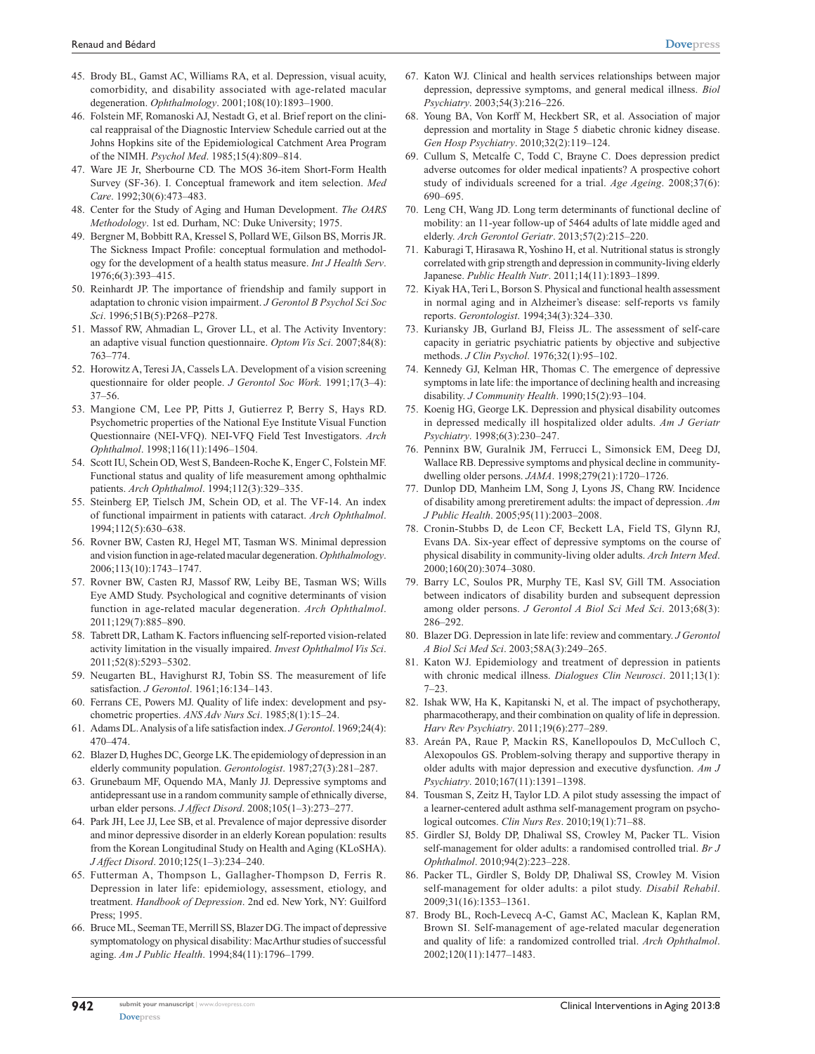45. Brody BL, Gamst AC, Williams RA, et al. Depression, visual acuity, comorbidity, and disability associated with age-related macular degeneration. *Ophthalmology*. 2001;108(10):1893–1900.
46. Folstein MF, Romanoski AJ, Nestadt G, et al. Brief report on the clinical reappraisal of the Diagnostic Interview Schedule carried out at the Johns Hopkins site of the Epidemiological Catchment Area Program of the NIMH. *Psychol Med*. 1985;15(4):809–814.
47. Ware JE Jr, Sherbourne CD. The MOS 36-item Short-Form Health Survey (SF-36). I. Conceptual framework and item selection. *Med Care*. 1992;30(6):473–483.
48. Center for the Study of Aging and Human Development. *The OARS Methodology*. 1st ed. Durham, NC: Duke University; 1975.
49. Bergner M, Bobbitt RA, Kressel S, Pollard WE, Gilson BS, Morris JR. The Sickness Impact Profile: conceptual formulation and methodology for the development of a health status measure. *Int J Health Serv*. 1976;6(3):393–415.
50. Reinhardt JP. The importance of friendship and family support in adaptation to chronic vision impairment. *J Gerontol B Psychol Sci Soc Sci*. 1996;51B(5):P268–P278.
51. Massof RW, Ahmadian L, Grover LL, et al. The Activity Inventory: an adaptive visual function questionnaire. *Optom Vis Sci*. 2007;84(8): 763–774.
52. Horowitz A, Teresi JA, Cassels LA. Development of a vision screening questionnaire for older people. *J Gerontol Soc Work*. 1991;17(3–4): 37–56.
53. Mangione CM, Lee PP, Pitts J, Gutierrez P, Berry S, Hays RD. Psychometric properties of the National Eye Institute Visual Function Questionnaire (NEI-VFQ). NEI-VFQ Field Test Investigators. *Arch Ophthalmol*. 1998;116(11):1496–1504.
54. Scott IU, Schein OD, West S, Bandeen-Roche K, Enger C, Folstein MF. Functional status and quality of life measurement among ophthalmic patients. *Arch Ophthalmol*. 1994;112(3):329–335.
55. Steinberg EP, Tielsch JM, Schein OD, et al. The VF-14. An index of functional impairment in patients with cataract. *Arch Ophthalmol*. 1994;112(5):630–638.
56. Rovner BW, Casten RJ, Hegel MT, Tasman WS. Minimal depression and vision function in age-related macular degeneration. *Ophthalmology*. 2006;113(10):1743–1747.
57. Rovner BW, Casten RJ, Massof RW, Leiby BE, Tasman WS; Wills Eye AMD Study. Psychological and cognitive determinants of vision function in age-related macular degeneration. *Arch Ophthalmol*. 2011;129(7):885–890.
58. Tabrett DR, Latham K. Factors influencing self-reported vision-related activity limitation in the visually impaired. *Invest Ophthalmol Vis Sci*. 2011;52(8):5293–5302.
59. Neugarten BL, Havighurst RJ, Tobin SS. The measurement of life satisfaction. *J Gerontol*. 1961;16:134–143.
60. Ferrans CE, Powers MJ. Quality of life index: development and psychometric properties. *ANS Adv Nurs Sci*. 1985;8(1):15–24.
61. Adams DL. Analysis of a life satisfaction index. *J Gerontol*. 1969;24(4): 470–474.
62. Blazer D, Hughes DC, George LK. The epidemiology of depression in an elderly community population. *Gerontologist*. 1987;27(3):281–287.
63. Grunebaum MF, Oquendo MA, Manly JJ. Depressive symptoms and antidepressant use in a random community sample of ethnically diverse, urban elder persons. *J Affect Disord*. 2008;105(1–3):273–277.
64. Park JH, Lee JJ, Lee SB, et al. Prevalence of major depressive disorder and minor depressive disorder in an elderly Korean population: results from the Korean Longitudinal Study on Health and Aging (KLoSHA). *J Affect Disord*. 2010;125(1–3):234–240.
65. Futterman A, Thompson L, Gallagher-Thompson D, Ferris R. Depression in later life: epidemiology, assessment, etiology, and treatment. *Handbook of Depression*. 2nd ed. New York, NY: Guilford Press; 1995.
66. Bruce ML, Seeman TE, Merrill SS, Blazer DG. The impact of depressive symptomatology on physical disability: MacArthur studies of successful aging. *Am J Public Health*. 1994;84(11):1796–1799.
67. Katon WJ. Clinical and health services relationships between major depression, depressive symptoms, and general medical illness. *Biol Psychiatry*. 2003;54(3):216–226.
68. Young BA, Von Korff M, Heckbert SR, et al. Association of major depression and mortality in Stage 5 diabetic chronic kidney disease. *Gen Hosp Psychiatry*. 2010;32(2):119–124.
69. Cullum S, Metcalfe C, Todd C, Brayne C. Does depression predict adverse outcomes for older medical inpatients? A prospective cohort study of individuals screened for a trial. *Age Ageing*. 2008;37(6): 690–695.
70. Leng CH, Wang JD. Long term determinants of functional decline of mobility: an 11-year follow-up of 5464 adults of late middle aged and elderly. *Arch Gerontol Geriatr*. 2013;57(2):215–220.
71. Kaburagi T, Hirasawa R, Yoshino H, et al. Nutritional status is strongly correlated with grip strength and depression in community-living elderly Japanese. *Public Health Nutr*. 2011;14(11):1893–1899.
72. Kiyak HA, Teri L, Borson S. Physical and functional health assessment in normal aging and in Alzheimer's disease: self-reports vs family reports. *Gerontologist*. 1994;34(3):324–330.
73. Kuriansky JB, Gurland BJ, Fleiss JL. The assessment of self-care capacity in geriatric psychiatric patients by objective and subjective methods. *J Clin Psychol*. 1976;32(1):95–102.
74. Kennedy GJ, Kelman HR, Thomas C. The emergence of depressive symptoms in late life: the importance of declining health and increasing disability. *J Community Health*. 1990;15(2):93–104.
75. Koenig HG, George LK. Depression and physical disability outcomes in depressed medically ill hospitalized older adults. *Am J Geriatr Psychiatry*. 1998;6(3):230–247.
76. Penninx BW, Guralnik JM, Ferrucci L, Simonsick EM, Deeg DJ, Wallace RB. Depressive symptoms and physical decline in community-dwelling older persons. *JAMA*. 1998;279(21):1720–1726.
77. Dunlop DD, Manheim LM, Song J, Lyons JS, Chang RW. Incidence of disability among preretirement adults: the impact of depression. *Am J Public Health*. 2005;95(11):2003–2008.
78. Cronin-Stubbs D, de Leon CF, Beckett LA, Field TS, Glynn RJ, Evans DA. Six-year effect of depressive symptoms on the course of physical disability in community-living older adults. *Arch Intern Med*. 2000;160(20):3074–3080.
79. Barry LC, Soulos PR, Murphy TE, Kasl SV, Gill TM. Association between indicators of disability burden and subsequent depression among older persons. *J Gerontol A Biol Sci Med Sci*. 2013;68(3): 286–292.
80. Blazer DG. Depression in late life: review and commentary. *J Gerontol A Biol Sci Med Sci*. 2003;58A(3):249–265.
81. Katon WJ. Epidemiology and treatment of depression in patients with chronic medical illness. *Dialogues Clin Neurosci*. 2011;13(1): 7–23.
82. Ishak WW, Ha K, Kapitanski N, et al. The impact of psychotherapy, pharmacotherapy, and their combination on quality of life in depression. *Harv Rev Psychiatry*. 2011;19(6):277–289.
83. Areán PA, Raue P, Mackin RS, Kanellopoulos D, McCulloch C, Alexopoulos GS. Problem-solving therapy and supportive therapy in older adults with major depression and executive dysfunction. *Am J Psychiatry*. 2010;167(11):1391–1398.
84. Tousman S, Zeitz H, Taylor LD. A pilot study assessing the impact of a learner-centered adult asthma self-management program on psychological outcomes. *Clin Nurs Res*. 2010;19(1):71–88.
85. Girdler SJ, Boldy DP, Dhaliwal SS, Crowley M, Packer TL. Vision self-management for older adults: a randomised controlled trial. *Br J Ophthalmol*. 2010;94(2):223–228.
86. Packer TL, Girdler S, Boldy DP, Dhaliwal SS, Crowley M. Vision self-management for older adults: a pilot study. *Disabil Rehabil*. 2009;31(16):1353–1361.
87. Brody BL, Roch-Levecq A-C, Gamst AC, Maclean K, Kaplan RM, Brown SI. Self-management of age-related macular degeneration and quality of life: a randomized controlled trial. *Arch Ophthalmol*. 2002;120(11):1477–1483.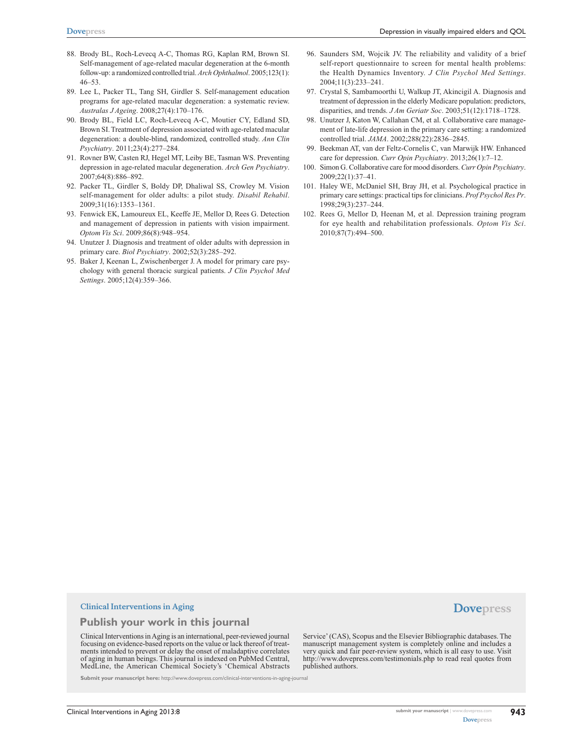88. Brody BL, Roch-Levecq A-C, Thomas RG, Kaplan RM, Brown SI. Self-management of age-related macular degeneration at the 6-month follow-up: a randomized controlled trial. *Arch Ophthalmol*. 2005;123(1):46–53.
89. Lee L, Packer TL, Tang SH, Girdler S. Self-management education programs for age-related macular degeneration: a systematic review. *Australas J Ageing*. 2008;27(4):170–176.
90. Brody BL, Field LC, Roch-Levecq A-C, Moutier CY, Edland SD, Brown SI. Treatment of depression associated with age-related macular degeneration: a double-blind, randomized, controlled study. *Ann Clin Psychiatry*. 2011;23(4):277–284.
91. Rovner BW, Casten RJ, Hegel MT, Leiby BE, Tasman WS. Preventing depression in age-related macular degeneration. *Arch Gen Psychiatry*. 2007;64(8):886–892.
92. Packer TL, Girdler S, Boldy DP, Dhaliwal SS, Crowley M. Vision self-management for older adults: a pilot study. *Disabil Rehabil*. 2009;31(16):1353–1361.
93. Fenwick EK, Lamoureux EL, Keeffe JE, Mellor D, Rees G. Detection and management of depression in patients with vision impairment. *Optom Vis Sci*. 2009;86(8):948–954.
94. Unutzer J. Diagnosis and treatment of older adults with depression in primary care. *Biol Psychiatry*. 2002;52(3):285–292.
95. Baker J, Keenan L, Zwischenberger J. A model for primary care psychology with general thoracic surgical patients. *J Clin Psychol Med Settings*. 2005;12(4):359–366.
96. Saunders SM, Wojcik JV. The reliability and validity of a brief self-report questionnaire to screen for mental health problems: the Health Dynamics Inventory. *J Clin Psychol Med Settings*. 2004;11(3):233–241.
97. Crystal S, Sambamoorthi U, Walkup JT, Akincigil A. Diagnosis and treatment of depression in the elderly Medicare population: predictors, disparities, and trends. *J Am Geriatr Soc*. 2003;51(12):1718–1728.
98. Unutzer J, Katon W, Callahan CM, et al. Collaborative care management of late-life depression in the primary care setting: a randomized controlled trial. *JAMA*. 2002;288(22):2836–2845.
99. Beekman AT, van der Feltz-Cornelis C, van Marwijk HW. Enhanced care for depression. *Curr Opin Psychiatry*. 2013;26(1):7–12.
100. Simon G. Collaborative care for mood disorders. *Curr Opin Psychiatry*. 2009;22(1):37–41.
101. Haley WE, McDaniel SH, Bray JH, et al. Psychological practice in primary care settings: practical tips for clinicians. *Prof Psychol Res Pr*. 1998;29(3):237–244.
102. Rees G, Mellor D, Heenan M, et al. Depression training program for eye health and rehabilitation professionals. *Optom Vis Sci*. 2010;87(7):494–500.

**Clinical Interventions in Aging**

## Publish your work in this journal

Clinical Interventions in Aging is an international, peer-reviewed journal focusing on evidence-based reports on the value or lack thereof of treatments intended to prevent or delay the onset of maladaptive correlates of aging in human beings. This journal is indexed on PubMed Central, MedLine, the American Chemical Society's 'Chemical Abstracts Service' (CAS), Scopus and the Elsevier Bibliographic databases. The manuscript management system is completely online and includes a very quick and fair peer-review system, which is all easy to use. Visit http://www.dovepress.com/testimonials.php to read real quotes from published authors.

**Submit your manuscript here:** http://www.dovepress.com/clinical-interventions-in-aging-journal